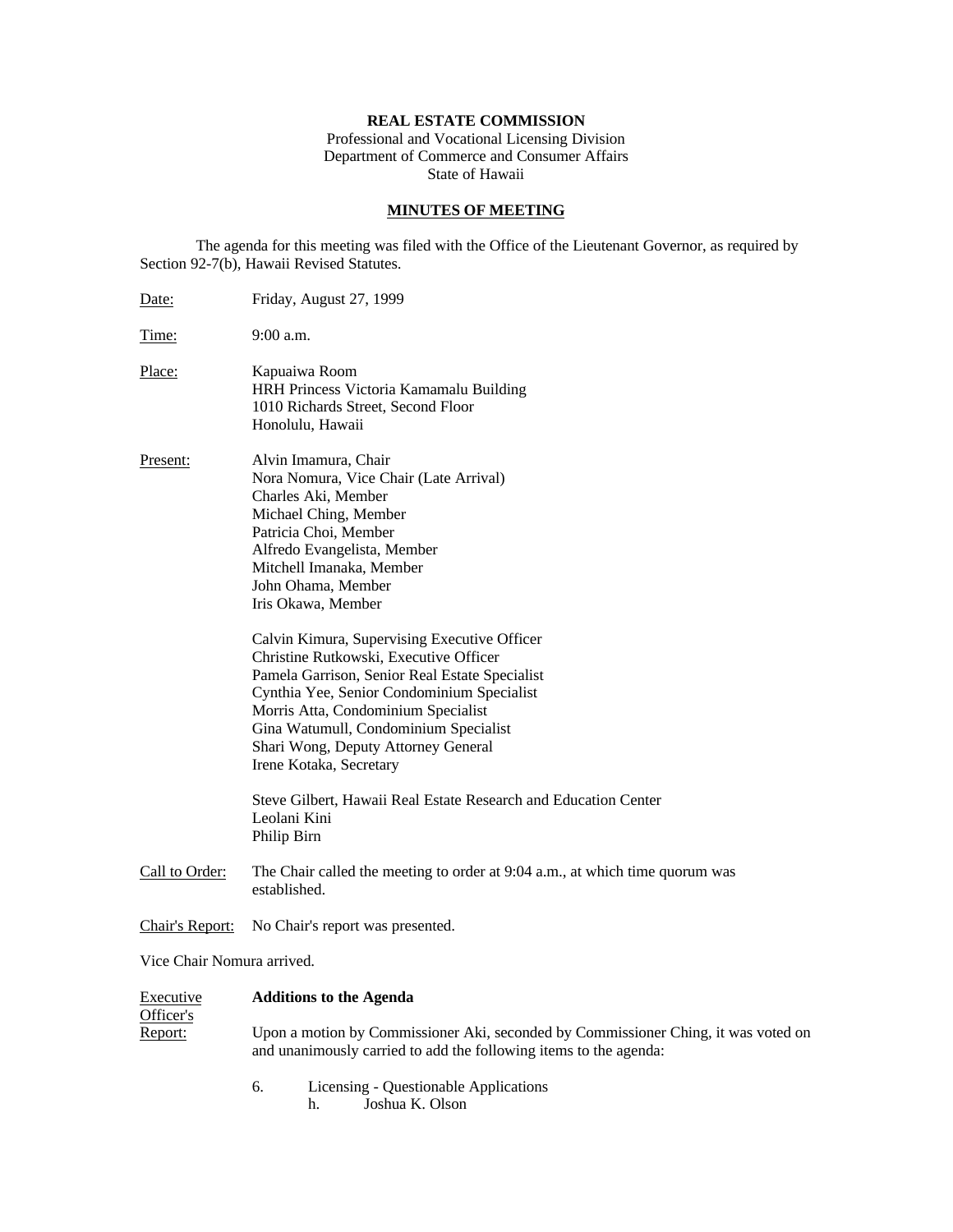**REAL ESTATE COMMISSION**
Professional and Vocational Licensing Division
Department of Commerce and Consumer Affairs
State of Hawaii

## MINUTES OF MEETING

The agenda for this meeting was filed with the Office of the Lieutenant Governor, as required by Section 92-7(b), Hawaii Revised Statutes.

Date: Friday, August 27, 1999

Time: 9:00 a.m.

Place: Kapuaiwa Room
HRH Princess Victoria Kamamalu Building
1010 Richards Street, Second Floor
Honolulu, Hawaii

Present: Alvin Imamura, Chair
Nora Nomura, Vice Chair (Late Arrival)
Charles Aki, Member
Michael Ching, Member
Patricia Choi, Member
Alfredo Evangelista, Member
Mitchell Imanaka, Member
John Ohama, Member
Iris Okawa, Member

Calvin Kimura, Supervising Executive Officer
Christine Rutkowski, Executive Officer
Pamela Garrison, Senior Real Estate Specialist
Cynthia Yee, Senior Condominium Specialist
Morris Atta, Condominium Specialist
Gina Watumull, Condominium Specialist
Shari Wong, Deputy Attorney General
Irene Kotaka, Secretary

Steve Gilbert, Hawaii Real Estate Research and Education Center
Leolani Kini
Philip Birn

Call to Order: The Chair called the meeting to order at 9:04 a.m., at which time quorum was established.

Chair's Report: No Chair's report was presented.

Vice Chair Nomura arrived.

Executive Officer's Report: **Additions to the Agenda**

Upon a motion by Commissioner Aki, seconded by Commissioner Ching, it was voted on and unanimously carried to add the following items to the agenda:

6. Licensing - Questionable Applications
   h. Joshua K. Olson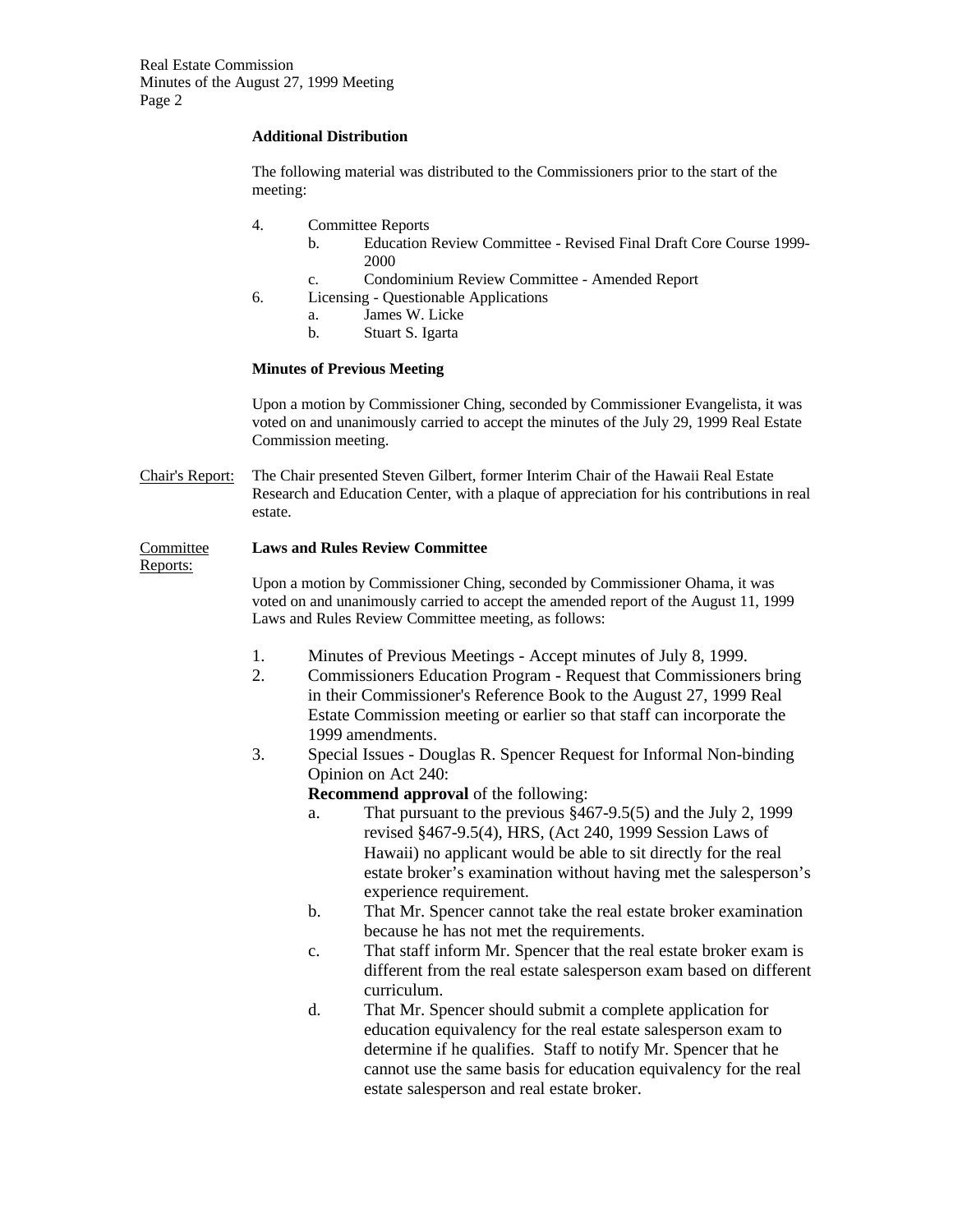**Additional Distribution**

The following material was distributed to the Commissioners prior to the start of the meeting:

4. Committee Reports
   b. Education Review Committee - Revised Final Draft Core Course 1999-2000
   c. Condominium Review Committee - Amended Report
6. Licensing - Questionable Applications
   a. James W. Licke
   b. Stuart S. Igarta

**Minutes of Previous Meeting**

Upon a motion by Commissioner Ching, seconded by Commissioner Evangelista, it was voted on and unanimously carried to accept the minutes of the July 29, 1999 Real Estate Commission meeting.

Chair's Report: The Chair presented Steven Gilbert, former Interim Chair of the Hawaii Real Estate Research and Education Center, with a plaque of appreciation for his contributions in real estate.

Committee Reports: **Laws and Rules Review Committee**

Upon a motion by Commissioner Ching, seconded by Commissioner Ohama, it was voted on and unanimously carried to accept the amended report of the August 11, 1999 Laws and Rules Review Committee meeting, as follows:

1. Minutes of Previous Meetings - Accept minutes of July 8, 1999.
2. Commissioners Education Program - Request that Commissioners bring in their Commissioner's Reference Book to the August 27, 1999 Real Estate Commission meeting or earlier so that staff can incorporate the 1999 amendments.
3. Special Issues - Douglas R. Spencer Request for Informal Non-binding Opinion on Act 240:

   **Recommend approval** of the following:
   a. That pursuant to the previous §467-9.5(5) and the July 2, 1999 revised §467-9.5(4), HRS, (Act 240, 1999 Session Laws of Hawaii) no applicant would be able to sit directly for the real estate broker's examination without having met the salesperson's experience requirement.
   b. That Mr. Spencer cannot take the real estate broker examination because he has not met the requirements.
   c. That staff inform Mr. Spencer that the real estate broker exam is different from the real estate salesperson exam based on different curriculum.
   d. That Mr. Spencer should submit a complete application for education equivalency for the real estate salesperson exam to determine if he qualifies. Staff to notify Mr. Spencer that he cannot use the same basis for education equivalency for the real estate salesperson and real estate broker.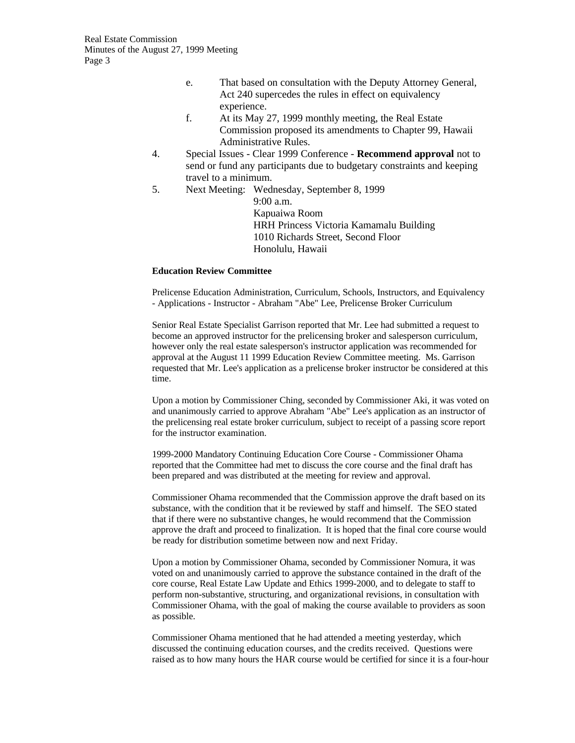e. That based on consultation with the Deputy Attorney General, Act 240 supercedes the rules in effect on equivalency experience.

f. At its May 27, 1999 monthly meeting, the Real Estate Commission proposed its amendments to Chapter 99, Hawaii Administrative Rules.

4. Special Issues - Clear 1999 Conference - **Recommend approval** not to send or fund any participants due to budgetary constraints and keeping travel to a minimum.

5. Next Meeting: Wednesday, September 8, 1999
   9:00 a.m.
   Kapuaiwa Room
   HRH Princess Victoria Kamamalu Building
   1010 Richards Street, Second Floor
   Honolulu, Hawaii

**Education Review Committee**

Prelicense Education Administration, Curriculum, Schools, Instructors, and Equivalency - Applications - Instructor - Abraham "Abe" Lee, Prelicense Broker Curriculum

Senior Real Estate Specialist Garrison reported that Mr. Lee had submitted a request to become an approved instructor for the prelicensing broker and salesperson curriculum, however only the real estate salesperson's instructor application was recommended for approval at the August 11 1999 Education Review Committee meeting. Ms. Garrison requested that Mr. Lee's application as a prelicense broker instructor be considered at this time.

Upon a motion by Commissioner Ching, seconded by Commissioner Aki, it was voted on and unanimously carried to approve Abraham "Abe" Lee's application as an instructor of the prelicensing real estate broker curriculum, subject to receipt of a passing score report for the instructor examination.

1999-2000 Mandatory Continuing Education Core Course - Commissioner Ohama reported that the Committee had met to discuss the core course and the final draft has been prepared and was distributed at the meeting for review and approval.

Commissioner Ohama recommended that the Commission approve the draft based on its substance, with the condition that it be reviewed by staff and himself. The SEO stated that if there were no substantive changes, he would recommend that the Commission approve the draft and proceed to finalization. It is hoped that the final core course would be ready for distribution sometime between now and next Friday.

Upon a motion by Commissioner Ohama, seconded by Commissioner Nomura, it was voted on and unanimously carried to approve the substance contained in the draft of the core course, Real Estate Law Update and Ethics 1999-2000, and to delegate to staff to perform non-substantive, structuring, and organizational revisions, in consultation with Commissioner Ohama, with the goal of making the course available to providers as soon as possible.

Commissioner Ohama mentioned that he had attended a meeting yesterday, which discussed the continuing education courses, and the credits received. Questions were raised as to how many hours the HAR course would be certified for since it is a four-hour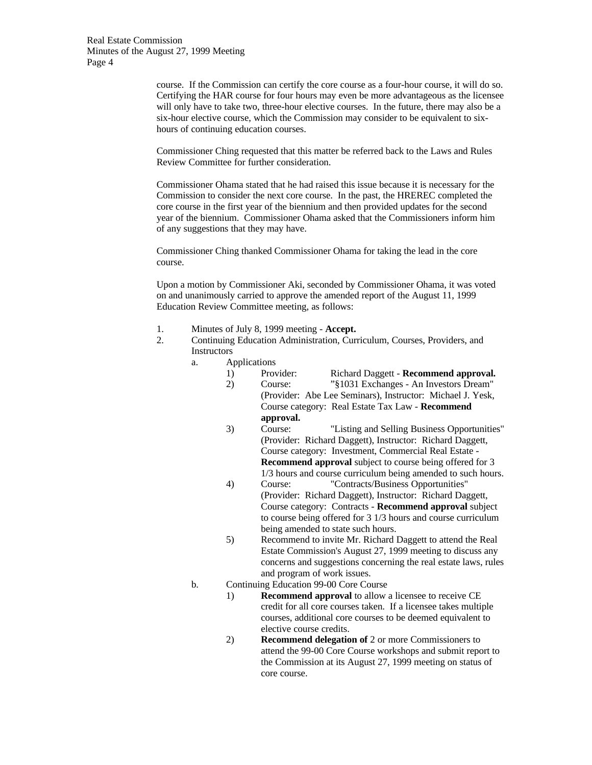course. If the Commission can certify the core course as a four-hour course, it will do so. Certifying the HAR course for four hours may even be more advantageous as the licensee will only have to take two, three-hour elective courses. In the future, there may also be a six-hour elective course, which the Commission may consider to be equivalent to six-hours of continuing education courses.

Commissioner Ching requested that this matter be referred back to the Laws and Rules Review Committee for further consideration.

Commissioner Ohama stated that he had raised this issue because it is necessary for the Commission to consider the next core course. In the past, the HREREC completed the core course in the first year of the biennium and then provided updates for the second year of the biennium. Commissioner Ohama asked that the Commissioners inform him of any suggestions that they may have.

Commissioner Ching thanked Commissioner Ohama for taking the lead in the core course.

Upon a motion by Commissioner Aki, seconded by Commissioner Ohama, it was voted on and unanimously carried to approve the amended report of the August 11, 1999 Education Review Committee meeting, as follows:

1. Minutes of July 8, 1999 meeting - **Accept.**
2. Continuing Education Administration, Curriculum, Courses, Providers, and Instructors
   a. Applications
      1) Provider: Richard Daggett - **Recommend approval.**
      2) Course: "§1031 Exchanges - An Investors Dream" (Provider: Abe Lee Seminars), Instructor: Michael J. Yesk, Course category: Real Estate Tax Law - **Recommend approval.**
      3) Course: "Listing and Selling Business Opportunities" (Provider: Richard Daggett), Instructor: Richard Daggett, Course category: Investment, Commercial Real Estate - **Recommend approval** subject to course being offered for 3 1/3 hours and course curriculum being amended to such hours.
      4) Course: "Contracts/Business Opportunities" (Provider: Richard Daggett), Instructor: Richard Daggett, Course category: Contracts - **Recommend approval** subject to course being offered for 3 1/3 hours and course curriculum being amended to state such hours.
      5) Recommend to invite Mr. Richard Daggett to attend the Real Estate Commission's August 27, 1999 meeting to discuss any concerns and suggestions concerning the real estate laws, rules and program of work issues.
   b. Continuing Education 99-00 Core Course
      1) **Recommend approval** to allow a licensee to receive CE credit for all core courses taken. If a licensee takes multiple courses, additional core courses to be deemed equivalent to elective course credits.
      2) **Recommend delegation of** 2 or more Commissioners to attend the 99-00 Core Course workshops and submit report to the Commission at its August 27, 1999 meeting on status of core course.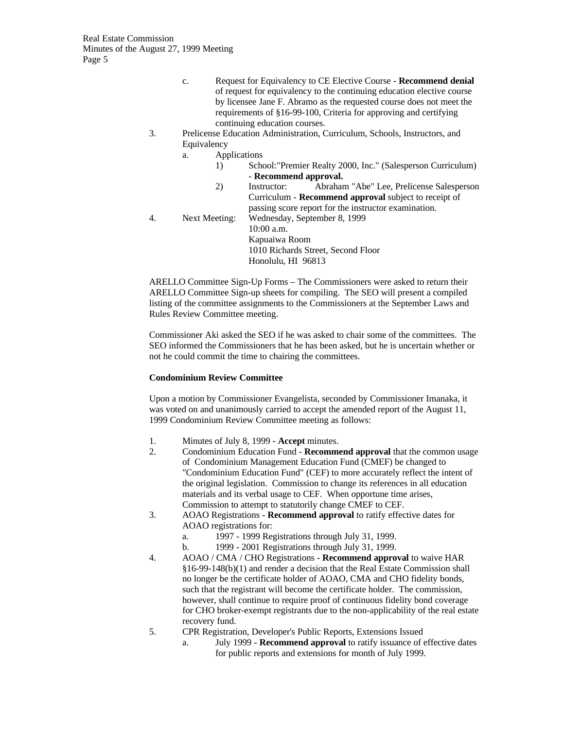c. Request for Equivalency to CE Elective Course - **Recommend denial** of request for equivalency to the continuing education elective course by licensee Jane F. Abramo as the requested course does not meet the requirements of §16-99-100, Criteria for approving and certifying continuing education courses.

3. Prelicense Education Administration, Curriculum, Schools, Instructors, and Equivalency
   a. Applications
      1) School:"Premier Realty 2000, Inc." (Salesperson Curriculum) - **Recommend approval.**
      2) Instructor: Abraham "Abe" Lee, Prelicense Salesperson Curriculum - **Recommend approval** subject to receipt of passing score report for the instructor examination.
4. Next Meeting: Wednesday, September 8, 1999
   10:00 a.m.
   Kapuaiwa Room
   1010 Richards Street, Second Floor
   Honolulu, HI 96813

ARELLO Committee Sign-Up Forms – The Commissioners were asked to return their ARELLO Committee Sign-up sheets for compiling. The SEO will present a compiled listing of the committee assignments to the Commissioners at the September Laws and Rules Review Committee meeting.

Commissioner Aki asked the SEO if he was asked to chair some of the committees. The SEO informed the Commissioners that he has been asked, but he is uncertain whether or not he could commit the time to chairing the committees.

**Condominium Review Committee**

Upon a motion by Commissioner Evangelista, seconded by Commissioner Imanaka, it was voted on and unanimously carried to accept the amended report of the August 11, 1999 Condominium Review Committee meeting as follows:

1. Minutes of July 8, 1999 - **Accept** minutes.
2. Condominium Education Fund - **Recommend approval** that the common usage of Condominium Management Education Fund (CMEF) be changed to "Condominium Education Fund" (CEF) to more accurately reflect the intent of the original legislation. Commission to change its references in all education materials and its verbal usage to CEF. When opportune time arises, Commission to attempt to statutorily change CMEF to CEF.
3. AOAO Registrations - **Recommend approval** to ratify effective dates for AOAO registrations for:
   a. 1997 - 1999 Registrations through July 31, 1999.
   b. 1999 - 2001 Registrations through July 31, 1999.
4. AOAO / CMA / CHO Registrations - **Recommend approval** to waive HAR §16-99-148(b)(1) and render a decision that the Real Estate Commission shall no longer be the certificate holder of AOAO, CMA and CHO fidelity bonds, such that the registrant will become the certificate holder. The commission, however, shall continue to require proof of continuous fidelity bond coverage for CHO broker-exempt registrants due to the non-applicability of the real estate recovery fund.
5. CPR Registration, Developer's Public Reports, Extensions Issued
   a. July 1999 - **Recommend approval** to ratify issuance of effective dates for public reports and extensions for month of July 1999.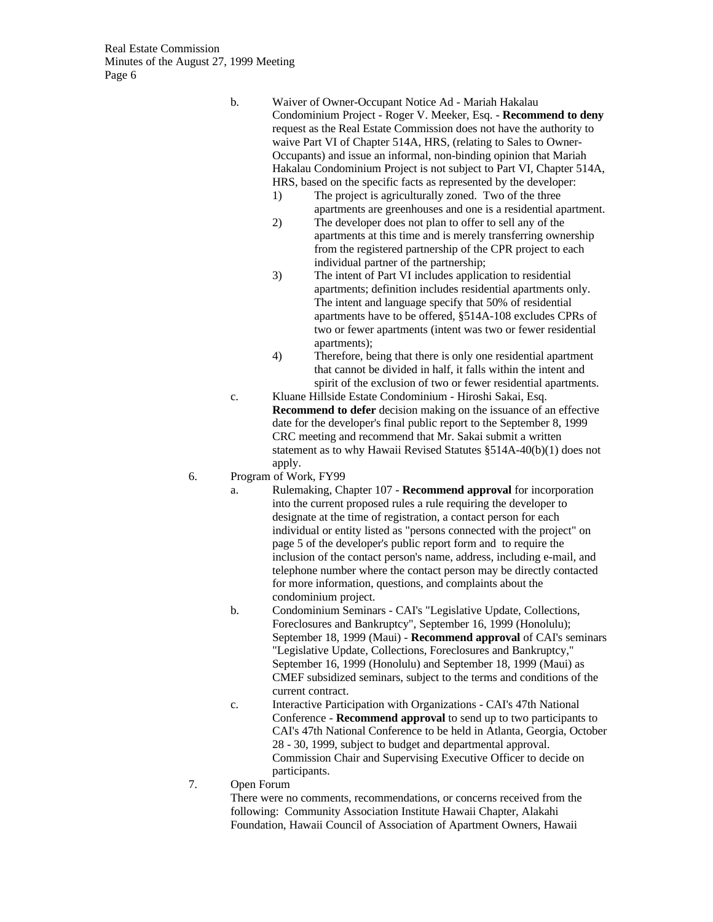b. Waiver of Owner-Occupant Notice Ad - Mariah Hakalau Condominium Project - Roger V. Meeker, Esq. - **Recommend to deny** request as the Real Estate Commission does not have the authority to waive Part VI of Chapter 514A, HRS, (relating to Sales to Owner-Occupants) and issue an informal, non-binding opinion that Mariah Hakalau Condominium Project is not subject to Part VI, Chapter 514A, HRS, based on the specific facts as represented by the developer:

   1) The project is agriculturally zoned. Two of the three apartments are greenhouses and one is a residential apartment.
   2) The developer does not plan to offer to sell any of the apartments at this time and is merely transferring ownership from the registered partnership of the CPR project to each individual partner of the partnership;
   3) The intent of Part VI includes application to residential apartments; definition includes residential apartments only. The intent and language specify that 50% of residential apartments have to be offered, §514A-108 excludes CPRs of two or fewer apartments (intent was two or fewer residential apartments);
   4) Therefore, being that there is only one residential apartment that cannot be divided in half, it falls within the intent and spirit of the exclusion of two or fewer residential apartments.

c. Kluane Hillside Estate Condominium - Hiroshi Sakai, Esq. **Recommend to defer** decision making on the issuance of an effective date for the developer's final public report to the September 8, 1999 CRC meeting and recommend that Mr. Sakai submit a written statement as to why Hawaii Revised Statutes §514A-40(b)(1) does not apply.

6. Program of Work, FY99

   a. Rulemaking, Chapter 107 - **Recommend approval** for incorporation into the current proposed rules a rule requiring the developer to designate at the time of registration, a contact person for each individual or entity listed as "persons connected with the project" on page 5 of the developer's public report form and to require the inclusion of the contact person's name, address, including e-mail, and telephone number where the contact person may be directly contacted for more information, questions, and complaints about the condominium project.
   b. Condominium Seminars - CAI's "Legislative Update, Collections, Foreclosures and Bankruptcy", September 16, 1999 (Honolulu); September 18, 1999 (Maui) - **Recommend approval** of CAI's seminars "Legislative Update, Collections, Foreclosures and Bankruptcy," September 16, 1999 (Honolulu) and September 18, 1999 (Maui) as CMEF subsidized seminars, subject to the terms and conditions of the current contract.
   c. Interactive Participation with Organizations - CAI's 47th National Conference - **Recommend approval** to send up to two participants to CAI's 47th National Conference to be held in Atlanta, Georgia, October 28 - 30, 1999, subject to budget and departmental approval. Commission Chair and Supervising Executive Officer to decide on participants.

7. Open Forum

   There were no comments, recommendations, or concerns received from the following: Community Association Institute Hawaii Chapter, Alakahi Foundation, Hawaii Council of Association of Apartment Owners, Hawaii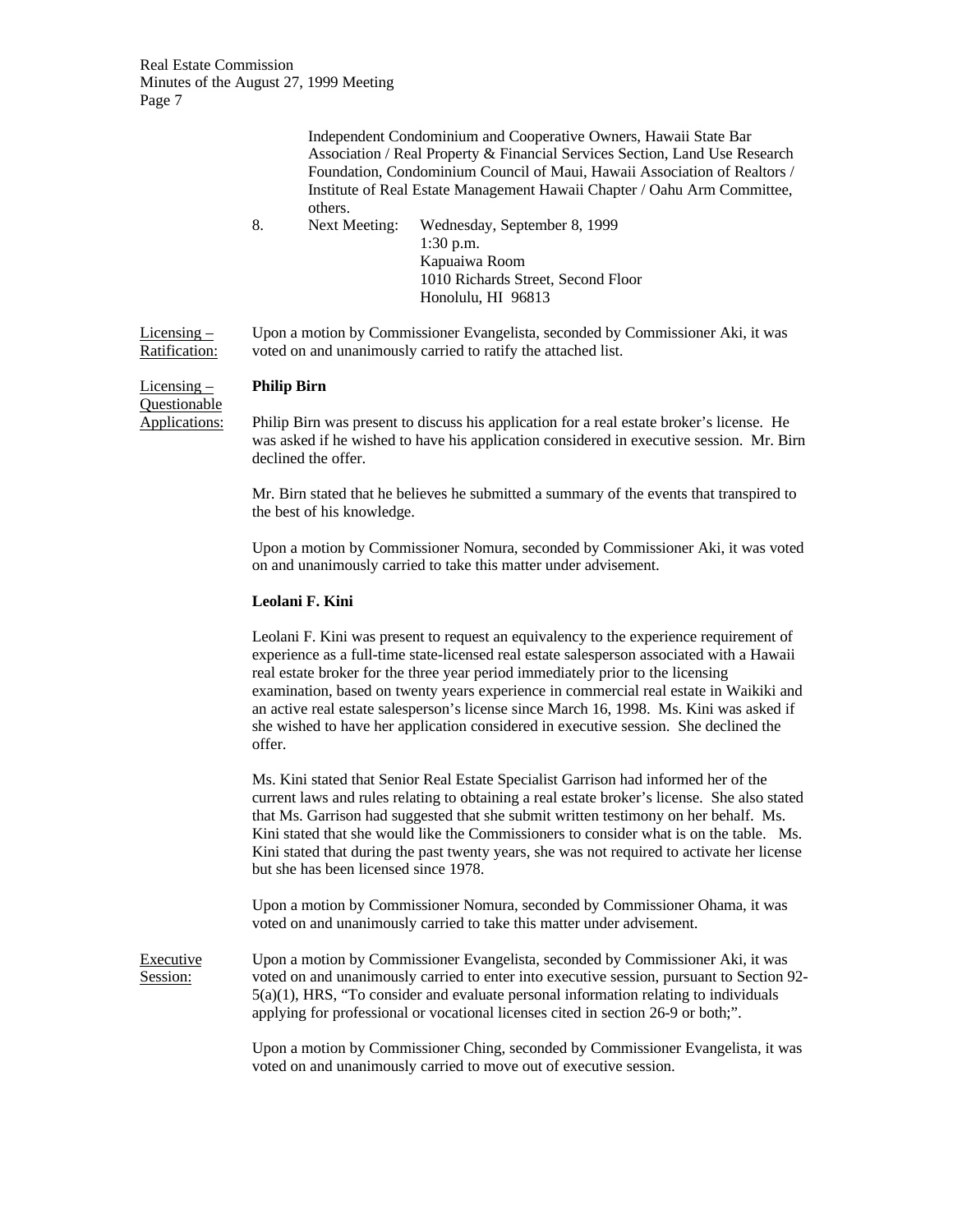Independent Condominium and Cooperative Owners, Hawaii State Bar Association / Real Property & Financial Services Section, Land Use Research Foundation, Condominium Council of Maui, Hawaii Association of Realtors / Institute of Real Estate Management Hawaii Chapter / Oahu Arm Committee, others.

8. Next Meeting: Wednesday, September 8, 1999
   1:30 p.m.
   Kapuaiwa Room
   1010 Richards Street, Second Floor
   Honolulu, HI 96813

Licensing – Ratification: Upon a motion by Commissioner Evangelista, seconded by Commissioner Aki, it was voted on and unanimously carried to ratify the attached list.

Licensing – Questionable Applications:

**Philip Birn**

Philip Birn was present to discuss his application for a real estate broker's license. He was asked if he wished to have his application considered in executive session. Mr. Birn declined the offer.

Mr. Birn stated that he believes he submitted a summary of the events that transpired to the best of his knowledge.

Upon a motion by Commissioner Nomura, seconded by Commissioner Aki, it was voted on and unanimously carried to take this matter under advisement.

**Leolani F. Kini**

Leolani F. Kini was present to request an equivalency to the experience requirement of experience as a full-time state-licensed real estate salesperson associated with a Hawaii real estate broker for the three year period immediately prior to the licensing examination, based on twenty years experience in commercial real estate in Waikiki and an active real estate salesperson's license since March 16, 1998. Ms. Kini was asked if she wished to have her application considered in executive session. She declined the offer.

Ms. Kini stated that Senior Real Estate Specialist Garrison had informed her of the current laws and rules relating to obtaining a real estate broker's license. She also stated that Ms. Garrison had suggested that she submit written testimony on her behalf. Ms. Kini stated that she would like the Commissioners to consider what is on the table. Ms. Kini stated that during the past twenty years, she was not required to activate her license but she has been licensed since 1978.

Upon a motion by Commissioner Nomura, seconded by Commissioner Ohama, it was voted on and unanimously carried to take this matter under advisement.

Executive Session: Upon a motion by Commissioner Evangelista, seconded by Commissioner Aki, it was voted on and unanimously carried to enter into executive session, pursuant to Section 92-5(a)(1), HRS, "To consider and evaluate personal information relating to individuals applying for professional or vocational licenses cited in section 26-9 or both;".

Upon a motion by Commissioner Ching, seconded by Commissioner Evangelista, it was voted on and unanimously carried to move out of executive session.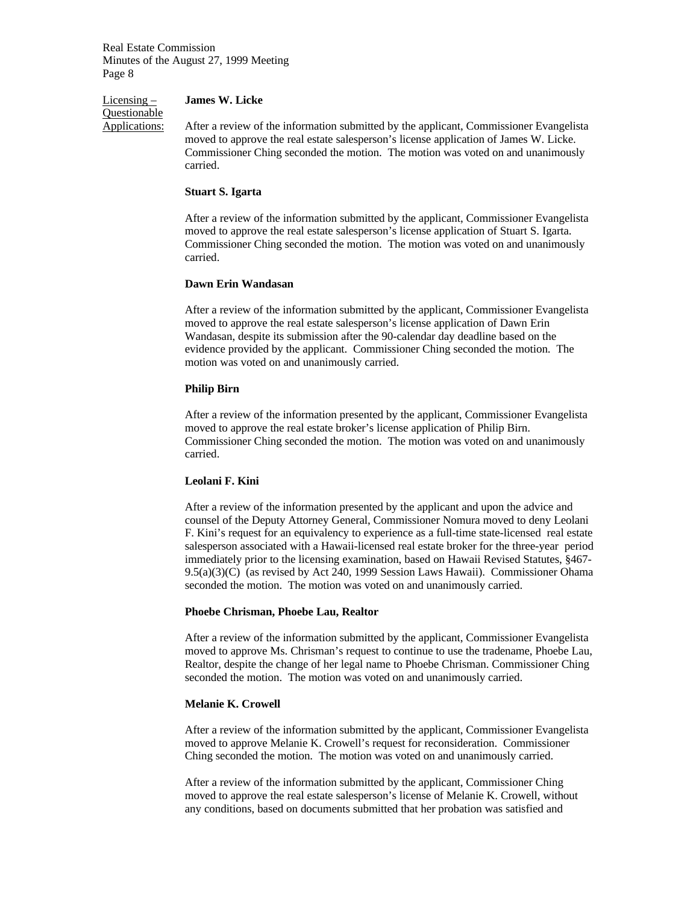Licensing – Questionable Applications:

**James W. Licke**

After a review of the information submitted by the applicant, Commissioner Evangelista moved to approve the real estate salesperson's license application of James W. Licke. Commissioner Ching seconded the motion. The motion was voted on and unanimously carried.

**Stuart S. Igarta**

After a review of the information submitted by the applicant, Commissioner Evangelista moved to approve the real estate salesperson's license application of Stuart S. Igarta. Commissioner Ching seconded the motion. The motion was voted on and unanimously carried.

**Dawn Erin Wandasan**

After a review of the information submitted by the applicant, Commissioner Evangelista moved to approve the real estate salesperson's license application of Dawn Erin Wandasan, despite its submission after the 90-calendar day deadline based on the evidence provided by the applicant. Commissioner Ching seconded the motion. The motion was voted on and unanimously carried.

**Philip Birn**

After a review of the information presented by the applicant, Commissioner Evangelista moved to approve the real estate broker's license application of Philip Birn. Commissioner Ching seconded the motion. The motion was voted on and unanimously carried.

**Leolani F. Kini**

After a review of the information presented by the applicant and upon the advice and counsel of the Deputy Attorney General, Commissioner Nomura moved to deny Leolani F. Kini's request for an equivalency to experience as a full-time state-licensed real estate salesperson associated with a Hawaii-licensed real estate broker for the three-year period immediately prior to the licensing examination, based on Hawaii Revised Statutes, §467-9.5(a)(3)(C) (as revised by Act 240, 1999 Session Laws Hawaii). Commissioner Ohama seconded the motion. The motion was voted on and unanimously carried.

**Phoebe Chrisman, Phoebe Lau, Realtor**

After a review of the information submitted by the applicant, Commissioner Evangelista moved to approve Ms. Chrisman's request to continue to use the tradename, Phoebe Lau, Realtor, despite the change of her legal name to Phoebe Chrisman. Commissioner Ching seconded the motion. The motion was voted on and unanimously carried.

**Melanie K. Crowell**

After a review of the information submitted by the applicant, Commissioner Evangelista moved to approve Melanie K. Crowell's request for reconsideration. Commissioner Ching seconded the motion. The motion was voted on and unanimously carried.

After a review of the information submitted by the applicant, Commissioner Ching moved to approve the real estate salesperson's license of Melanie K. Crowell, without any conditions, based on documents submitted that her probation was satisfied and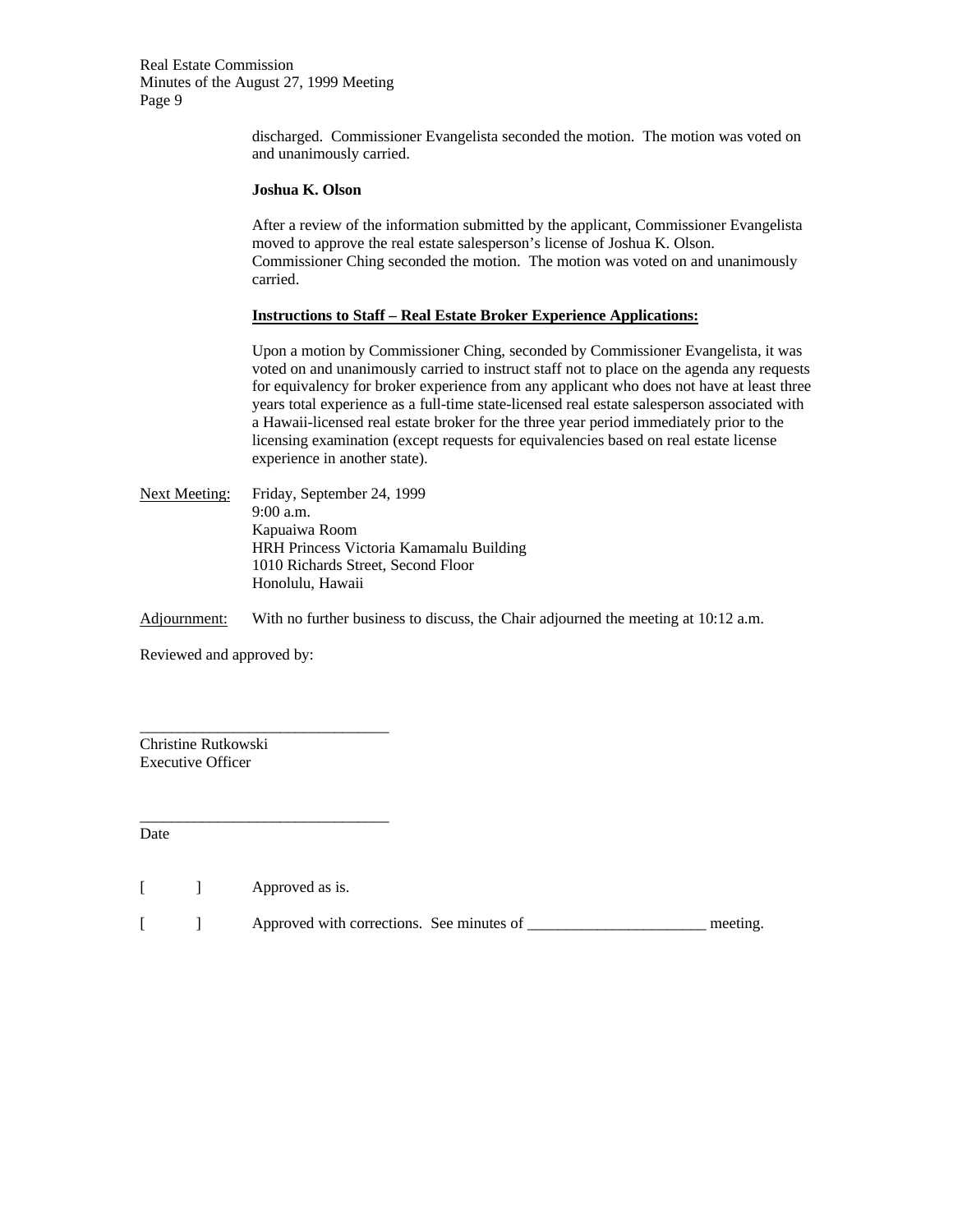discharged. Commissioner Evangelista seconded the motion. The motion was voted on and unanimously carried.

**Joshua K. Olson**

After a review of the information submitted by the applicant, Commissioner Evangelista moved to approve the real estate salesperson's license of Joshua K. Olson. Commissioner Ching seconded the motion. The motion was voted on and unanimously carried.

**Instructions to Staff – Real Estate Broker Experience Applications:**

Upon a motion by Commissioner Ching, seconded by Commissioner Evangelista, it was voted on and unanimously carried to instruct staff not to place on the agenda any requests for equivalency for broker experience from any applicant who does not have at least three years total experience as a full-time state-licensed real estate salesperson associated with a Hawaii-licensed real estate broker for the three year period immediately prior to the licensing examination (except requests for equivalencies based on real estate license experience in another state).

Next Meeting: Friday, September 24, 1999
9:00 a.m.
Kapuaiwa Room
HRH Princess Victoria Kamamalu Building
1010 Richards Street, Second Floor
Honolulu, Hawaii

Adjournment: With no further business to discuss, the Chair adjourned the meeting at 10:12 a.m.

Reviewed and approved by:

_______________________________
Christine Rutkowski
Executive Officer

_______________________________
Date

[ ] Approved as is.

[ ] Approved with corrections. See minutes of ______________________ meeting.